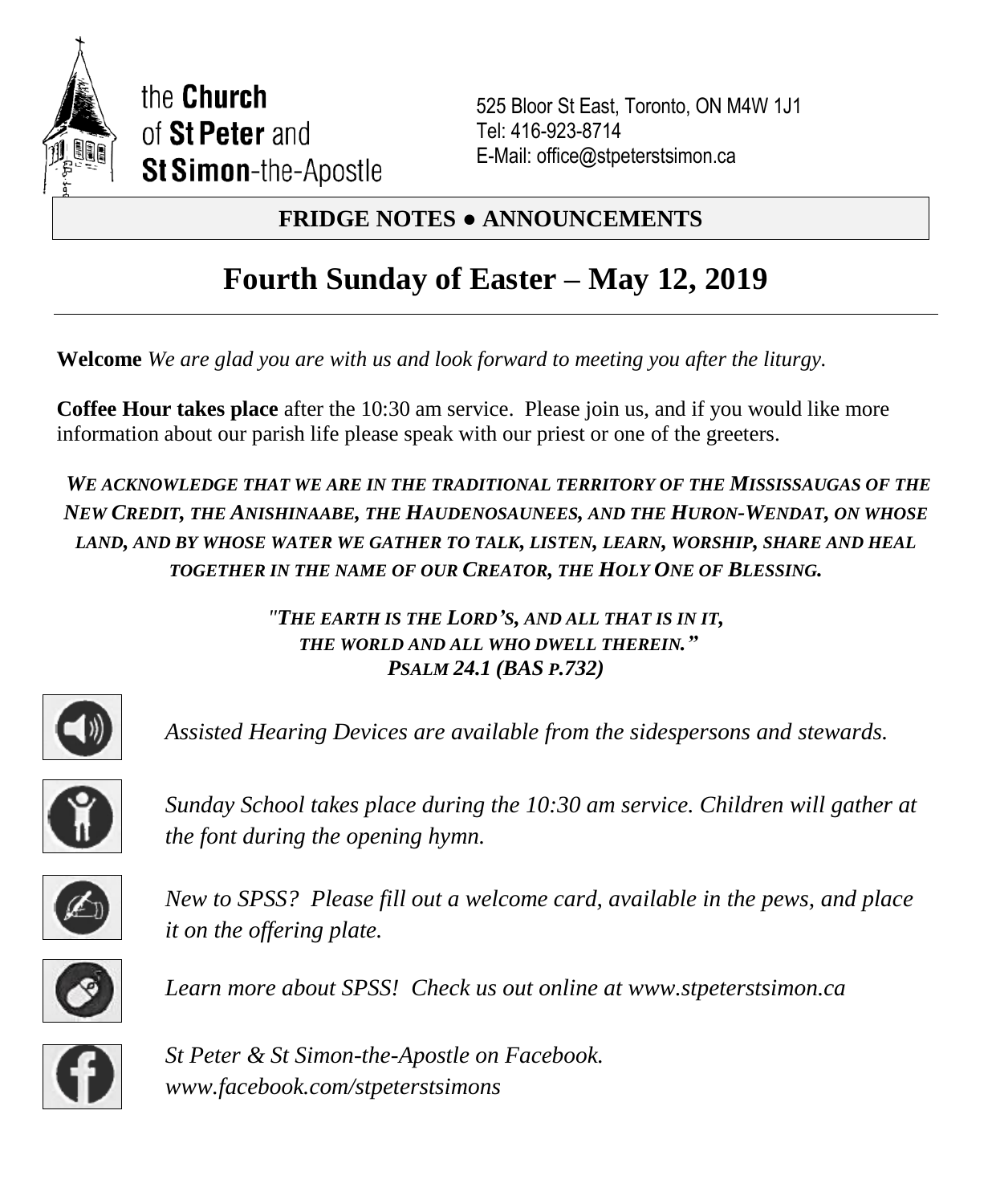the **Church** of **St Peter** and **St Simon**-the-Apostle

525 Bloor St East, Toronto, ON M4W 1J1
Tel: 416-923-8714
E-Mail: office@stpeterstsimon.ca

**FRIDGE NOTES ● ANNOUNCEMENTS**

# Fourth Sunday of Easter – May 12, 2019

**Welcome** *We are glad you are with us and look forward to meeting you after the liturgy.*

**Coffee Hour takes place** after the 10:30 am service. Please join us, and if you would like more information about our parish life please speak with our priest or one of the greeters.

***WE ACKNOWLEDGE THAT WE ARE IN THE TRADITIONAL TERRITORY OF THE MISSISSAUGAS OF THE NEW CREDIT, THE ANISHINAABE, THE HAUDENOSAUNEES, AND THE HURON-WENDAT, ON WHOSE LAND, AND BY WHOSE WATER WE GATHER TO TALK, LISTEN, LEARN, WORSHIP, SHARE AND HEAL TOGETHER IN THE NAME OF OUR CREATOR, THE HOLY ONE OF BLESSING.***

*"THE EARTH IS THE LORD'S, AND ALL THAT IS IN IT,*
*THE WORLD AND ALL WHO DWELL THEREIN."*
*PSALM 24.1 (BAS P.732)*

*Assisted Hearing Devices are available from the sidespersons and stewards.*

*Sunday School takes place during the 10:30 am service. Children will gather at the font during the opening hymn.*

*New to SPSS? Please fill out a welcome card, available in the pews, and place it on the offering plate.*

*Learn more about SPSS! Check us out online at www.stpeterstsimon.ca*

*St Peter & St Simon-the-Apostle on Facebook.*
*www.facebook.com/stpeterstsimons*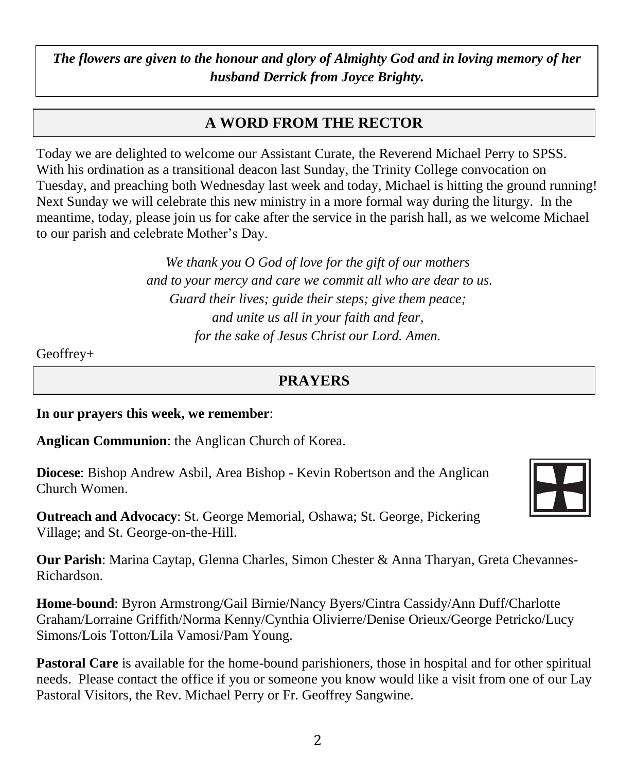***The flowers are given to the honour and glory of Almighty God and in loving memory of her husband Derrick from Joyce Brighty.***

## A WORD FROM THE RECTOR

Today we are delighted to welcome our Assistant Curate, the Reverend Michael Perry to SPSS. With his ordination as a transitional deacon last Sunday, the Trinity College convocation on Tuesday, and preaching both Wednesday last week and today, Michael is hitting the ground running! Next Sunday we will celebrate this new ministry in a more formal way during the liturgy. In the meantime, today, please join us for cake after the service in the parish hall, as we welcome Michael to our parish and celebrate Mother's Day.

*We thank you O God of love for the gift of our mothers*
*and to your mercy and care we commit all who are dear to us.*
*Guard their lives; guide their steps; give them peace;*
*and unite us all in your faith and fear,*
*for the sake of Jesus Christ our Lord. Amen.*

Geoffrey+

## PRAYERS

**In our prayers this week, we remember**:

**Anglican Communion**: the Anglican Church of Korea.

**Diocese**: Bishop Andrew Asbil, Area Bishop - Kevin Robertson and the Anglican Church Women.

**Outreach and Advocacy**: St. George Memorial, Oshawa; St. George, Pickering Village; and St. George-on-the-Hill.

**Our Parish**: Marina Caytap, Glenna Charles, Simon Chester & Anna Tharyan, Greta Chevannes-Richardson.

**Home-bound**: Byron Armstrong/Gail Birnie/Nancy Byers/Cintra Cassidy/Ann Duff/Charlotte Graham/Lorraine Griffith/Norma Kenny/Cynthia Olivierre/Denise Orieux/George Petricko/Lucy Simons/Lois Totton/Lila Vamosi/Pam Young.

**Pastoral Care** is available for the home-bound parishioners, those in hospital and for other spiritual needs. Please contact the office if you or someone you know would like a visit from one of our Lay Pastoral Visitors, the Rev. Michael Perry or Fr. Geoffrey Sangwine.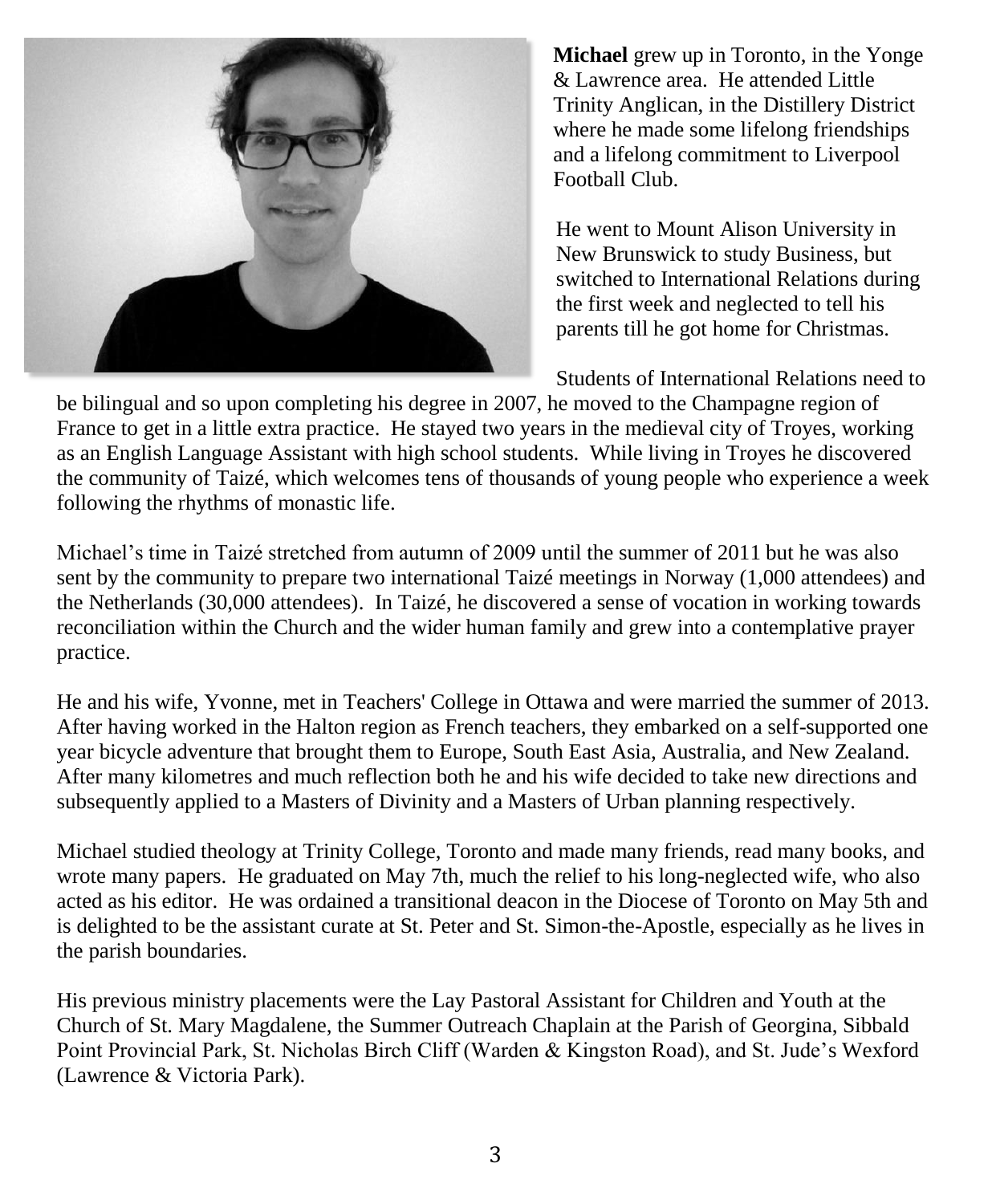**Michael** grew up in Toronto, in the Yonge & Lawrence area. He attended Little Trinity Anglican, in the Distillery District where he made some lifelong friendships and a lifelong commitment to Liverpool Football Club.

He went to Mount Alison University in New Brunswick to study Business, but switched to International Relations during the first week and neglected to tell his parents till he got home for Christmas.

Students of International Relations need to be bilingual and so upon completing his degree in 2007, he moved to the Champagne region of France to get in a little extra practice. He stayed two years in the medieval city of Troyes, working as an English Language Assistant with high school students. While living in Troyes he discovered the community of Taizé, which welcomes tens of thousands of young people who experience a week following the rhythms of monastic life.

Michael's time in Taizé stretched from autumn of 2009 until the summer of 2011 but he was also sent by the community to prepare two international Taizé meetings in Norway (1,000 attendees) and the Netherlands (30,000 attendees). In Taizé, he discovered a sense of vocation in working towards reconciliation within the Church and the wider human family and grew into a contemplative prayer practice.

He and his wife, Yvonne, met in Teachers' College in Ottawa and were married the summer of 2013. After having worked in the Halton region as French teachers, they embarked on a self-supported one year bicycle adventure that brought them to Europe, South East Asia, Australia, and New Zealand. After many kilometres and much reflection both he and his wife decided to take new directions and subsequently applied to a Masters of Divinity and a Masters of Urban planning respectively.

Michael studied theology at Trinity College, Toronto and made many friends, read many books, and wrote many papers. He graduated on May 7th, much the relief to his long-neglected wife, who also acted as his editor. He was ordained a transitional deacon in the Diocese of Toronto on May 5th and is delighted to be the assistant curate at St. Peter and St. Simon-the-Apostle, especially as he lives in the parish boundaries.

His previous ministry placements were the Lay Pastoral Assistant for Children and Youth at the Church of St. Mary Magdalene, the Summer Outreach Chaplain at the Parish of Georgina, Sibbald Point Provincial Park, St. Nicholas Birch Cliff (Warden & Kingston Road), and St. Jude's Wexford (Lawrence & Victoria Park).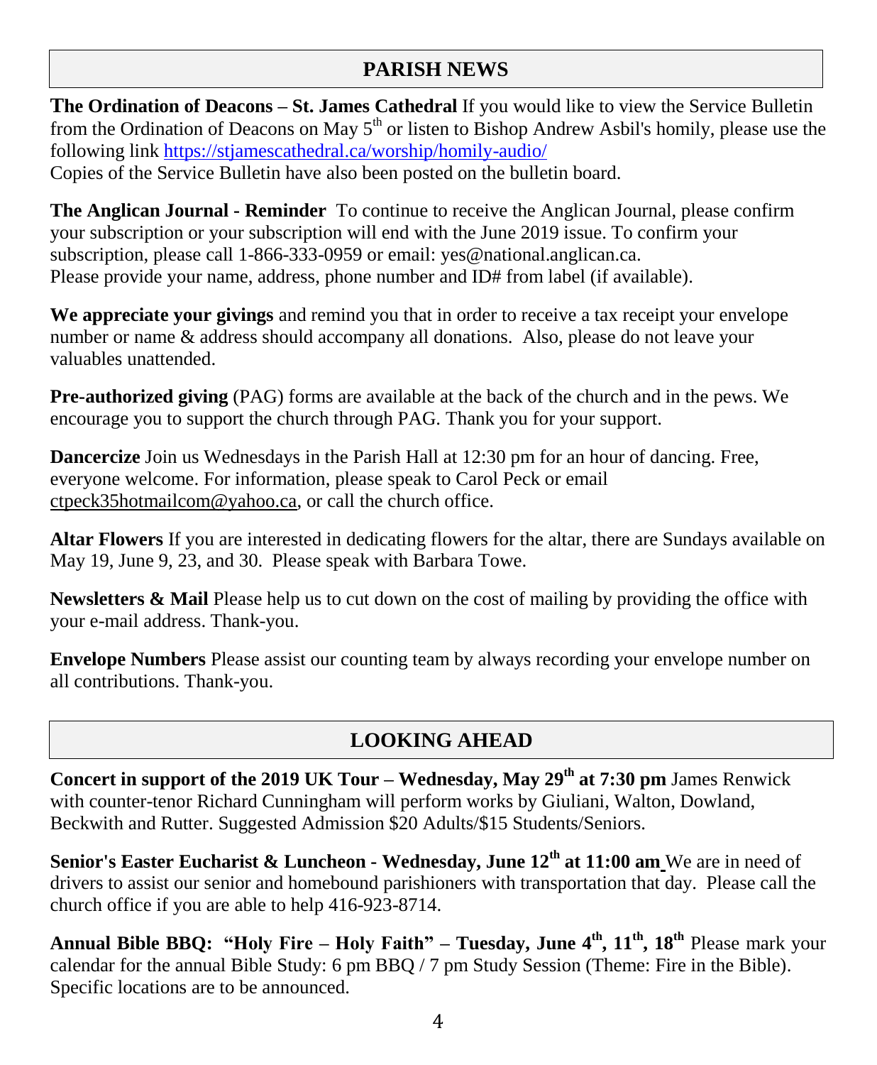## PARISH NEWS

**The Ordination of Deacons – St. James Cathedral** If you would like to view the Service Bulletin from the Ordination of Deacons on May 5th or listen to Bishop Andrew Asbil's homily, please use the following link https://stjamescathedral.ca/worship/homily-audio/
Copies of the Service Bulletin have also been posted on the bulletin board.

**The Anglican Journal - Reminder** To continue to receive the Anglican Journal, please confirm your subscription or your subscription will end with the June 2019 issue. To confirm your subscription, please call 1-866-333-0959 or email: yes@national.anglican.ca.
Please provide your name, address, phone number and ID# from label (if available).

**We appreciate your givings** and remind you that in order to receive a tax receipt your envelope number or name & address should accompany all donations. Also, please do not leave your valuables unattended.

**Pre-authorized giving** (PAG) forms are available at the back of the church and in the pews. We encourage you to support the church through PAG. Thank you for your support.

**Dancercize** Join us Wednesdays in the Parish Hall at 12:30 pm for an hour of dancing. Free, everyone welcome. For information, please speak to Carol Peck or email ctpeck35hotmailcom@yahoo.ca, or call the church office.

**Altar Flowers** If you are interested in dedicating flowers for the altar, there are Sundays available on May 19, June 9, 23, and 30. Please speak with Barbara Towe.

**Newsletters & Mail** Please help us to cut down on the cost of mailing by providing the office with your e-mail address. Thank-you.

**Envelope Numbers** Please assist our counting team by always recording your envelope number on all contributions. Thank-you.

## LOOKING AHEAD

**Concert in support of the 2019 UK Tour – Wednesday, May 29th at 7:30 pm** James Renwick with counter-tenor Richard Cunningham will perform works by Giuliani, Walton, Dowland, Beckwith and Rutter. Suggested Admission $20 Adults/$15 Students/Seniors.

**Senior's Easter Eucharist & Luncheon - Wednesday, June 12th at 11:00 am** We are in need of drivers to assist our senior and homebound parishioners with transportation that day. Please call the church office if you are able to help 416-923-8714.

**Annual Bible BBQ: "Holy Fire – Holy Faith" – Tuesday, June 4th, 11th, 18th** Please mark your calendar for the annual Bible Study: 6 pm BBQ / 7 pm Study Session (Theme: Fire in the Bible). Specific locations are to be announced.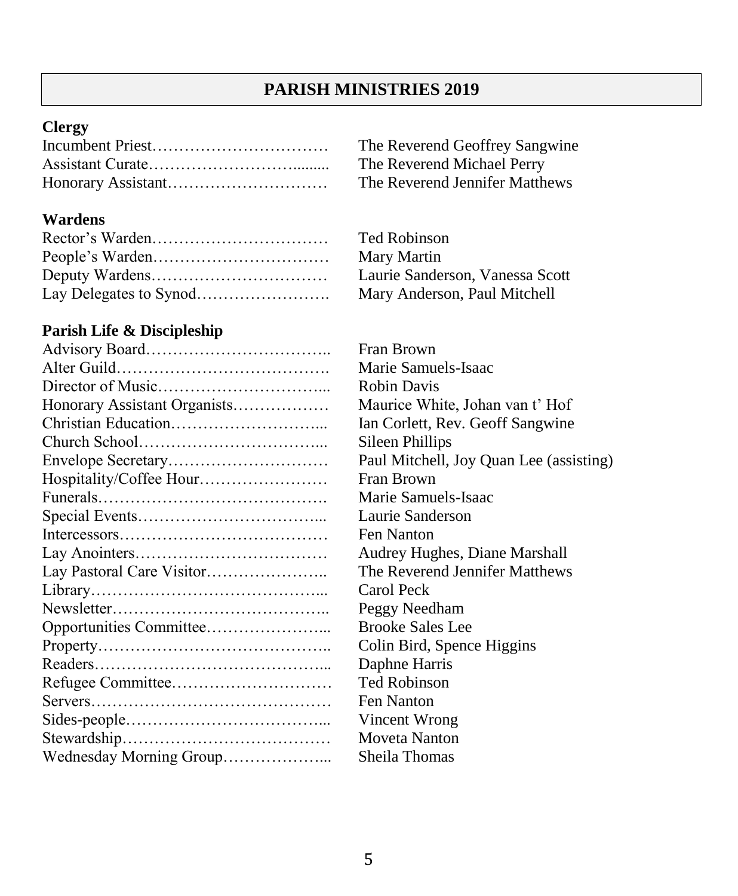# PARISH MINISTRIES 2019

## Clergy

| | |
|---|---|
| Incumbent Priest | The Reverend Geoffrey Sangwine |
| Assistant Curate | The Reverend Michael Perry |
| Honorary Assistant | The Reverend Jennifer Matthews |

## Wardens

| | |
|---|---|
| Rector's Warden | Ted Robinson |
| People's Warden | Mary Martin |
| Deputy Wardens | Laurie Sanderson, Vanessa Scott |
| Lay Delegates to Synod | Mary Anderson, Paul Mitchell |

## Parish Life & Discipleship

| | |
|---|---|
| Advisory Board | Fran Brown |
| Alter Guild | Marie Samuels-Isaac |
| Director of Music | Robin Davis |
| Honorary Assistant Organists | Maurice White, Johan van t' Hof |
| Christian Education | Ian Corlett, Rev. Geoff Sangwine |
| Church School | Sileen Phillips |
| Envelope Secretary | Paul Mitchell, Joy Quan Lee (assisting) |
| Hospitality/Coffee Hour | Fran Brown |
| Funerals | Marie Samuels-Isaac |
| Special Events | Laurie Sanderson |
| Intercessors | Fen Nanton |
| Lay Anointers | Audrey Hughes, Diane Marshall |
| Lay Pastoral Care Visitor | The Reverend Jennifer Matthews |
| Library | Carol Peck |
| Newsletter | Peggy Needham |
| Opportunities Committee | Brooke Sales Lee |
| Property | Colin Bird, Spence Higgins |
| Readers | Daphne Harris |
| Refugee Committee | Ted Robinson |
| Servers | Fen Nanton |
| Sides-people | Vincent Wrong |
| Stewardship | Moveta Nanton |
| Wednesday Morning Group | Sheila Thomas |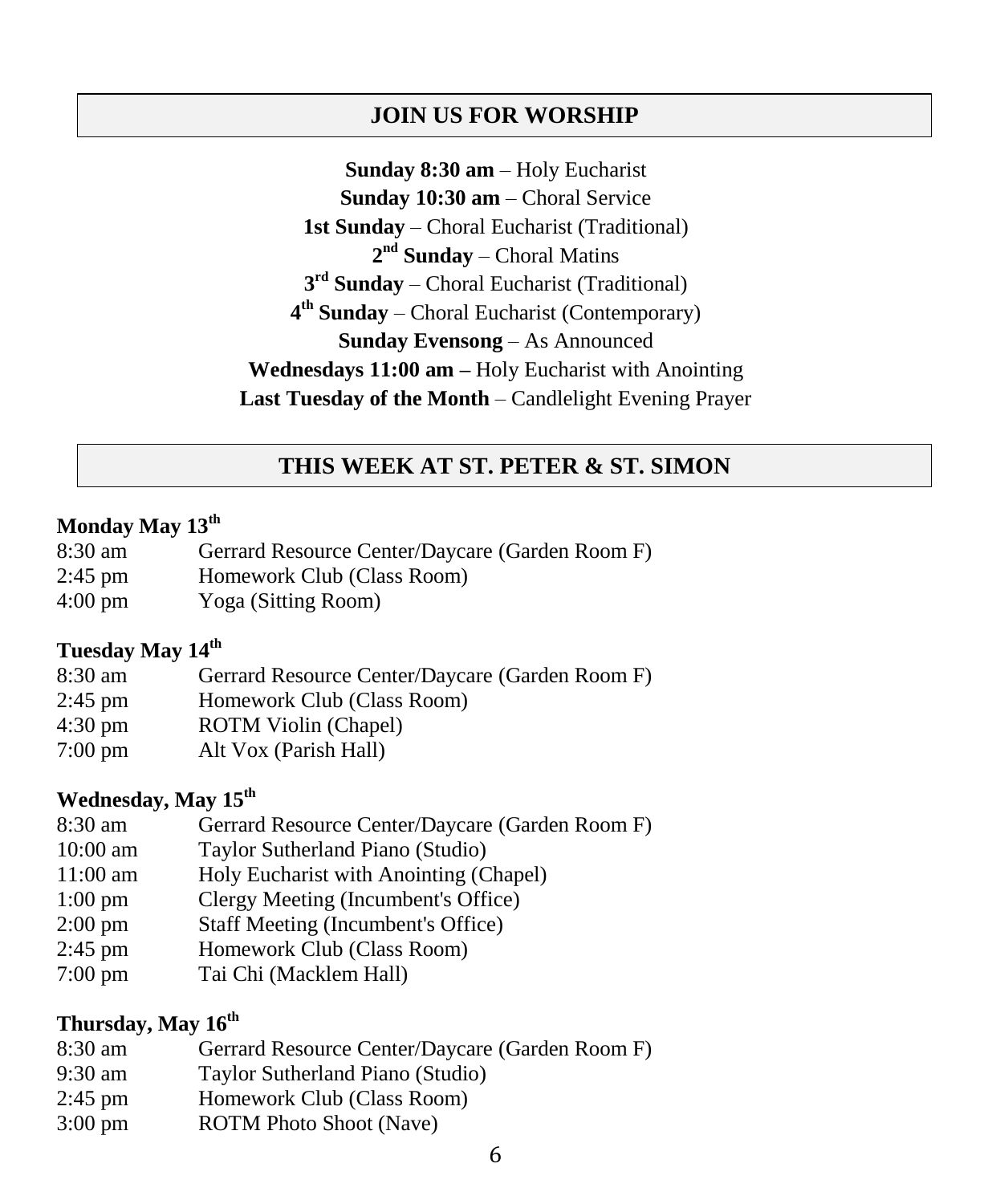## JOIN US FOR WORSHIP

**Sunday 8:30 am** – Holy Eucharist
**Sunday 10:30 am** – Choral Service
**1st Sunday** – Choral Eucharist (Traditional)
**2nd Sunday** – Choral Matins
**3rd Sunday** – Choral Eucharist (Traditional)
**4th Sunday** – Choral Eucharist (Contemporary)
**Sunday Evensong** – As Announced
**Wednesdays 11:00 am –** Holy Eucharist with Anointing
**Last Tuesday of the Month** – Candlelight Evening Prayer

## THIS WEEK AT ST. PETER & ST. SIMON

### Monday May 13th

| | |
|---|---|
| 8:30 am | Gerrard Resource Center/Daycare (Garden Room F) |
| 2:45 pm | Homework Club (Class Room) |
| 4:00 pm | Yoga (Sitting Room) |

### Tuesday May 14th

| | |
|---|---|
| 8:30 am | Gerrard Resource Center/Daycare (Garden Room F) |
| 2:45 pm | Homework Club (Class Room) |
| 4:30 pm | ROTM Violin (Chapel) |
| 7:00 pm | Alt Vox (Parish Hall) |

### Wednesday, May 15th

| | |
|---|---|
| 8:30 am | Gerrard Resource Center/Daycare (Garden Room F) |
| 10:00 am | Taylor Sutherland Piano (Studio) |
| 11:00 am | Holy Eucharist with Anointing (Chapel) |
| 1:00 pm | Clergy Meeting (Incumbent's Office) |
| 2:00 pm | Staff Meeting (Incumbent's Office) |
| 2:45 pm | Homework Club (Class Room) |
| 7:00 pm | Tai Chi (Macklem Hall) |

### Thursday, May 16th

| | |
|---|---|
| 8:30 am | Gerrard Resource Center/Daycare (Garden Room F) |
| 9:30 am | Taylor Sutherland Piano (Studio) |
| 2:45 pm | Homework Club (Class Room) |
| 3:00 pm | ROTM Photo Shoot (Nave) |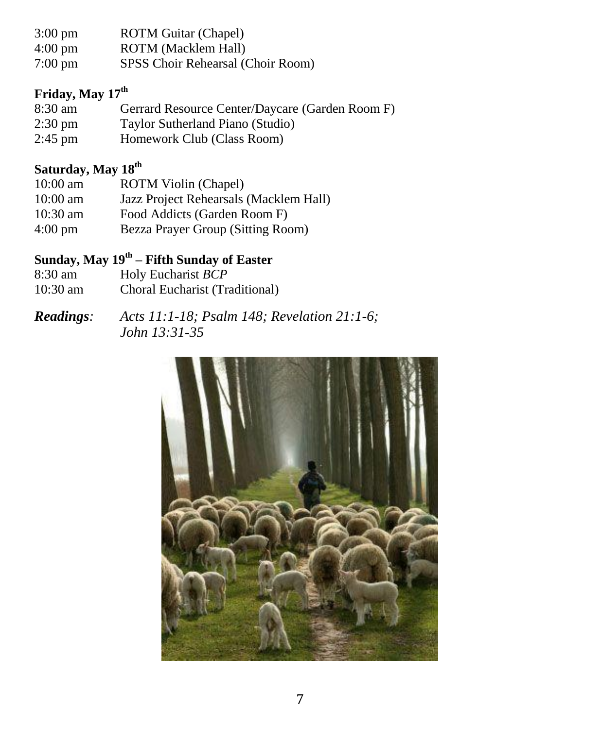| | |
|---|---|
| 3:00 pm | ROTM Guitar (Chapel) |
| 4:00 pm | ROTM (Macklem Hall) |
| 7:00 pm | SPSS Choir Rehearsal (Choir Room) |

**Friday, May 17th**

| | |
|---|---|
| 8:30 am | Gerrard Resource Center/Daycare (Garden Room F) |
| 2:30 pm | Taylor Sutherland Piano (Studio) |
| 2:45 pm | Homework Club (Class Room) |

**Saturday, May 18th**

| | |
|---|---|
| 10:00 am | ROTM Violin (Chapel) |
| 10:00 am | Jazz Project Rehearsals (Macklem Hall) |
| 10:30 am | Food Addicts (Garden Room F) |
| 4:00 pm | Bezza Prayer Group (Sitting Room) |

**Sunday, May 19th – Fifth Sunday of Easter**

| | |
|---|---|
| 8:30 am | Holy Eucharist *BCP* |
| 10:30 am | Choral Eucharist (Traditional) |

***Readings**:* *Acts 11:1-18; Psalm 148; Revelation 21:1-6; John 13:31-35*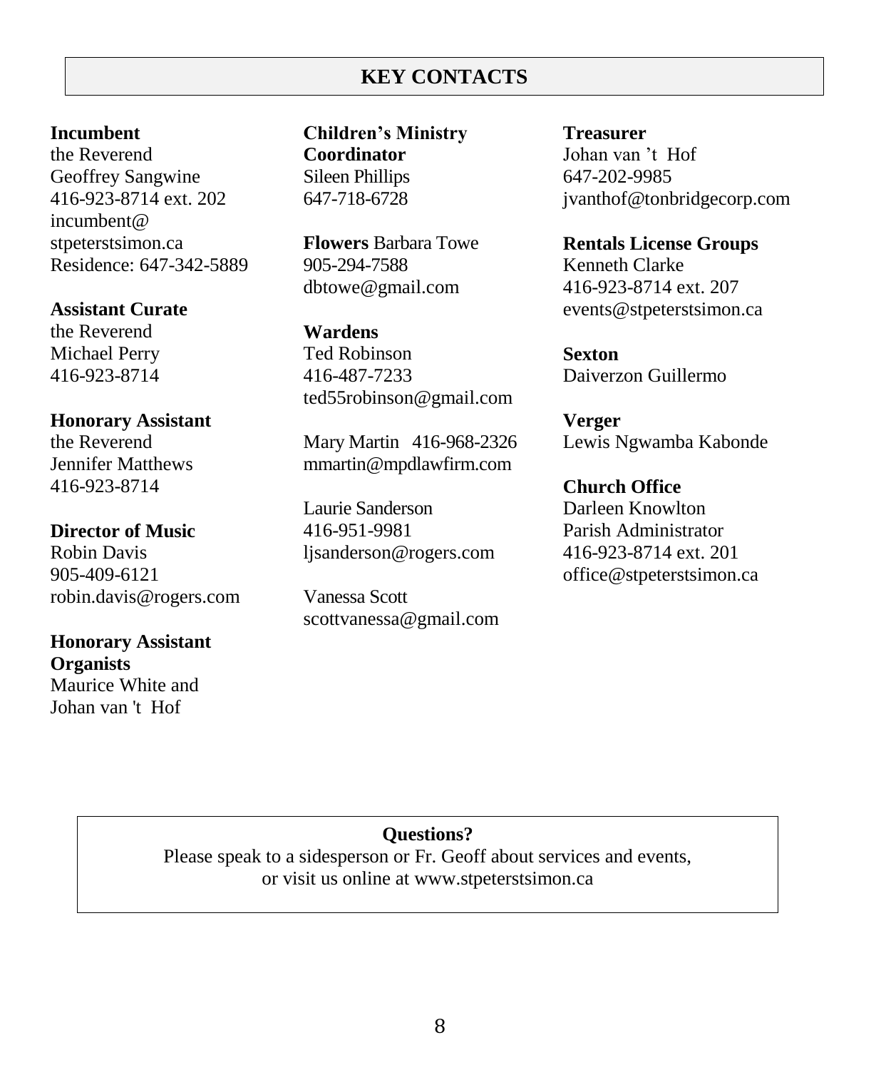# KEY CONTACTS

**Incumbent**
the Reverend
Geoffrey Sangwine
416-923-8714 ext. 202
incumbent@
stpeterstsimon.ca
Residence: 647-342-5889

**Assistant Curate**
the Reverend
Michael Perry
416-923-8714

**Honorary Assistant**
the Reverend
Jennifer Matthews
416-923-8714

**Director of Music**
Robin Davis
905-409-6121
robin.davis@rogers.com

**Honorary Assistant Organists**
Maurice White and
Johan van 't Hof

**Children's Ministry Coordinator**
Sileen Phillips
647-718-6728

**Flowers** Barbara Towe
905-294-7588
dbtowe@gmail.com

**Wardens**
Ted Robinson
416-487-7233
ted55robinson@gmail.com

Mary Martin 416-968-2326
mmartin@mpdlawfirm.com

Laurie Sanderson
416-951-9981
ljsanderson@rogers.com

Vanessa Scott
scottvanessa@gmail.com

**Treasurer**
Johan van 't Hof
647-202-9985
jvanthof@tonbridgecorp.com

**Rentals License Groups**
Kenneth Clarke
416-923-8714 ext. 207
events@stpeterstsimon.ca

**Sexton**
Daiverzon Guillermo

**Verger**
Lewis Ngwamba Kabonde

**Church Office**
Darleen Knowlton
Parish Administrator
416-923-8714 ext. 201
office@stpeterstsimon.ca

**Questions?**
Please speak to a sidesperson or Fr. Geoff about services and events,
or visit us online at www.stpeterstsimon.ca